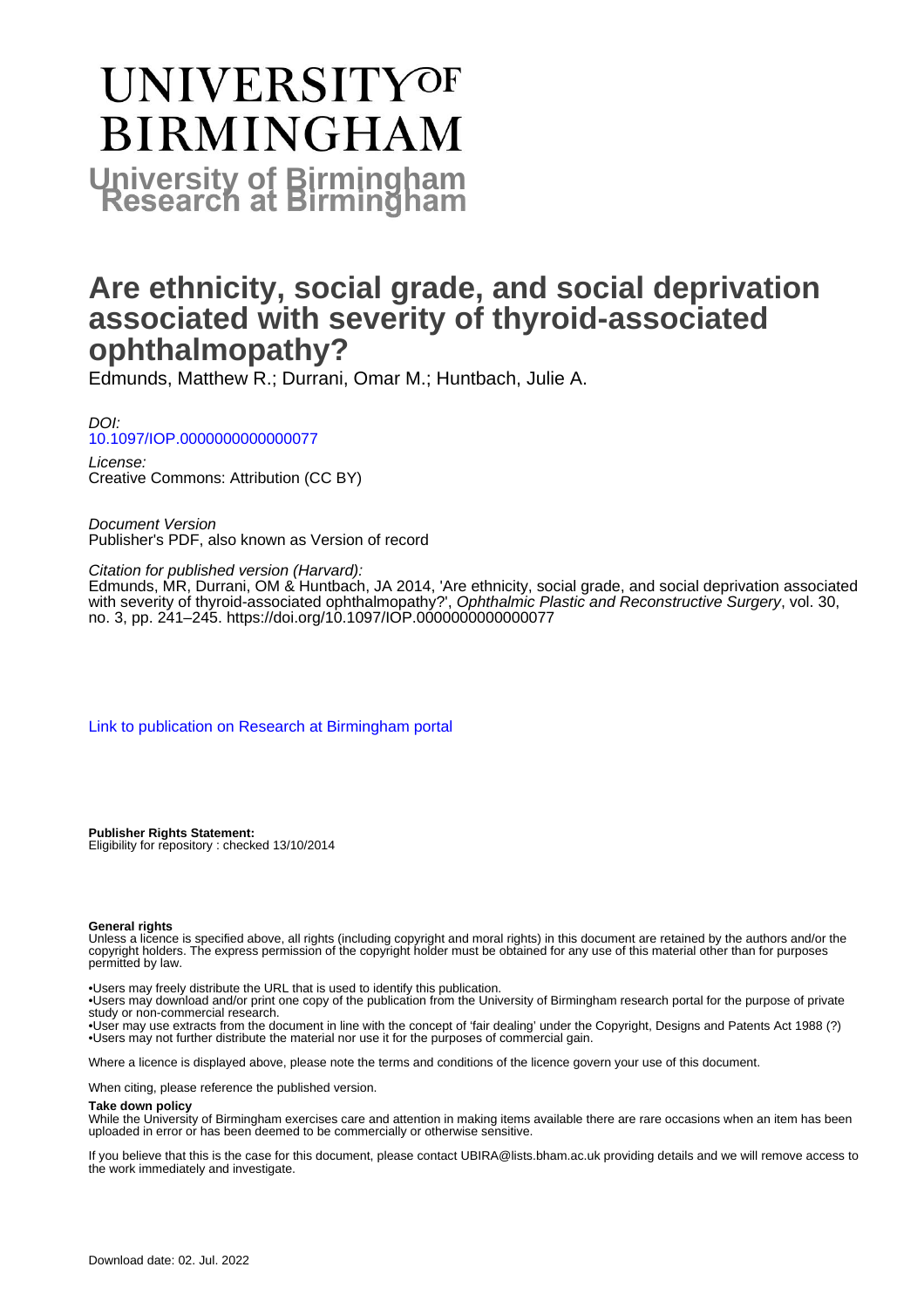# UNIVERSITY OF BIRMINGHAM

**University of Birmingham Research at Birmingham**

# Are ethnicity, social grade, and social deprivation associated with severity of thyroid-associated ophthalmopathy?

Edmunds, Matthew R.; Durrani, Omar M.; Huntbach, Julie A.

*DOI:*
10.1097/IOP.0000000000000077

*License:*
Creative Commons: Attribution (CC BY)

*Document Version*
Publisher's PDF, also known as Version of record

*Citation for published version (Harvard):*
Edmunds, MR, Durrani, OM & Huntbach, JA 2014, 'Are ethnicity, social grade, and social deprivation associated with severity of thyroid-associated ophthalmopathy?', *Ophthalmic Plastic and Reconstructive Surgery*, vol. 30, no. 3, pp. 241–245. https://doi.org/10.1097/IOP.0000000000000077

Link to publication on Research at Birmingham portal

**Publisher Rights Statement:**
Eligibility for repository : checked 13/10/2014

**General rights**
Unless a licence is specified above, all rights (including copyright and moral rights) in this document are retained by the authors and/or the copyright holders. The express permission of the copyright holder must be obtained for any use of this material other than for purposes permitted by law.

- •Users may freely distribute the URL that is used to identify this publication.
- •Users may download and/or print one copy of the publication from the University of Birmingham research portal for the purpose of private study or non-commercial research.
- •User may use extracts from the document in line with the concept of 'fair dealing' under the Copyright, Designs and Patents Act 1988 (?)
- •Users may not further distribute the material nor use it for the purposes of commercial gain.

Where a licence is displayed above, please note the terms and conditions of the licence govern your use of this document.

When citing, please reference the published version.

**Take down policy**
While the University of Birmingham exercises care and attention in making items available there are rare occasions when an item has been uploaded in error or has been deemed to be commercially or otherwise sensitive.

If you believe that this is the case for this document, please contact UBIRA@lists.bham.ac.uk providing details and we will remove access to the work immediately and investigate.

Download date: 02. Jul. 2022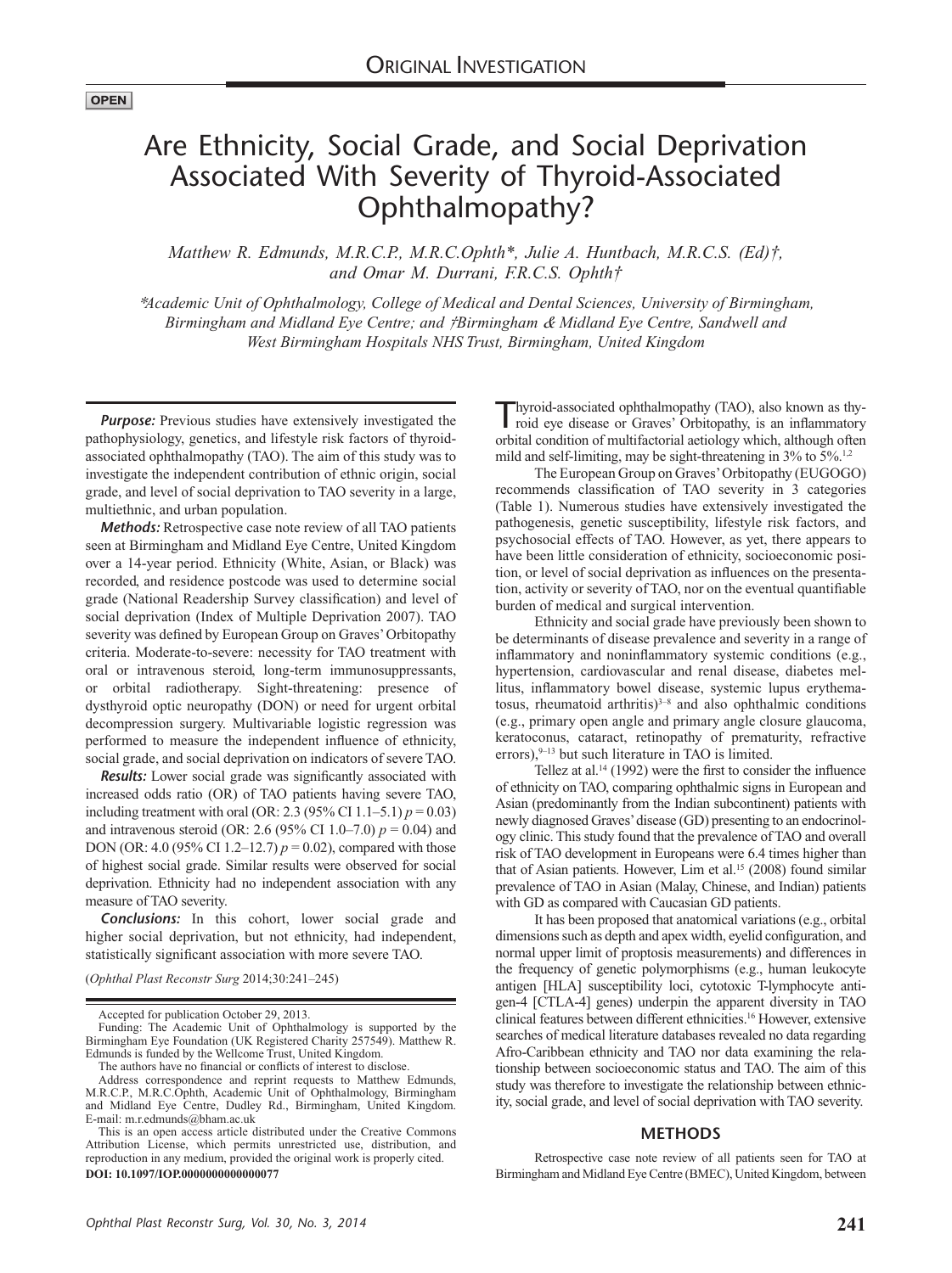**OPEN**

# Are Ethnicity, Social Grade, and Social Deprivation Associated With Severity of Thyroid-Associated Ophthalmopathy?

*Matthew R. Edmunds, M.R.C.P., M.R.C.Ophth\*, Julie A. Huntbach, M.R.C.S. (Ed)†, and Omar M. Durrani, F.R.C.S. Ophth†*

*\*Academic Unit of Ophthalmology, College of Medical and Dental Sciences, University of Birmingham, Birmingham and Midland Eye Centre; and †Birmingham & Midland Eye Centre, Sandwell and West Birmingham Hospitals NHS Trust, Birmingham, United Kingdom*

***Purpose:*** Previous studies have extensively investigated the pathophysiology, genetics, and lifestyle risk factors of thyroid-associated ophthalmopathy (TAO). The aim of this study was to investigate the independent contribution of ethnic origin, social grade, and level of social deprivation to TAO severity in a large, multiethnic, and urban population.

***Methods:*** Retrospective case note review of all TAO patients seen at Birmingham and Midland Eye Centre, United Kingdom over a 14-year period. Ethnicity (White, Asian, or Black) was recorded, and residence postcode was used to determine social grade (National Readership Survey classification) and level of social deprivation (Index of Multiple Deprivation 2007). TAO severity was defined by European Group on Graves' Orbitopathy criteria. Moderate-to-severe: necessity for TAO treatment with oral or intravenous steroid, long-term immunosuppressants, or orbital radiotherapy. Sight-threatening: presence of dysthyroid optic neuropathy (DON) or need for urgent orbital decompression surgery. Multivariable logistic regression was performed to measure the independent influence of ethnicity, social grade, and social deprivation on indicators of severe TAO.

***Results:*** Lower social grade was significantly associated with increased odds ratio (OR) of TAO patients having severe TAO, including treatment with oral (OR: 2.3 (95% CI 1.1–5.1) $p = 0.03$) and intravenous steroid (OR: 2.6 (95% CI 1.0–7.0) $p = 0.04$) and DON (OR: 4.0 (95% CI 1.2–12.7) $p = 0.02$), compared with those of highest social grade. Similar results were observed for social deprivation. Ethnicity had no independent association with any measure of TAO severity.

***Conclusions:*** In this cohort, lower social grade and higher social deprivation, but not ethnicity, had independent, statistically significant association with more severe TAO.

(*Ophthal Plast Reconstr Surg* 2014;30:241–245)

Accepted for publication October 29, 2013.

Funding: The Academic Unit of Ophthalmology is supported by the Birmingham Eye Foundation (UK Registered Charity 257549). Matthew R. Edmunds is funded by the Wellcome Trust, United Kingdom.

The authors have no financial or conflicts of interest to disclose.

Address correspondence and reprint requests to Matthew Edmunds, M.R.C.P., M.R.C.Ophth, Academic Unit of Ophthalmology, Birmingham and Midland Eye Centre, Dudley Rd., Birmingham, United Kingdom. E-mail: m.r.edmunds@bham.ac.uk

This is an open access article distributed under the Creative Commons Attribution License, which permits unrestricted use, distribution, and reproduction in any medium, provided the original work is properly cited.

**DOI: 10.1097/IOP.0000000000000077**

Thyroid-associated ophthalmopathy (TAO), also known as thyroid eye disease or Graves' Orbitopathy, is an inflammatory orbital condition of multifactorial aetiology which, although often mild and self-limiting, may be sight-threatening in 3% to 5%.[1,2]

The European Group on Graves' Orbitopathy (EUGOGO) recommends classification of TAO severity in 3 categories (Table 1). Numerous studies have extensively investigated the pathogenesis, genetic susceptibility, lifestyle risk factors, and psychosocial effects of TAO. However, as yet, there appears to have been little consideration of ethnicity, socioeconomic position, or level of social deprivation as influences on the presentation, activity or severity of TAO, nor on the eventual quantifiable burden of medical and surgical intervention.

Ethnicity and social grade have previously been shown to be determinants of disease prevalence and severity in a range of inflammatory and noninflammatory systemic conditions (e.g., hypertension, cardiovascular and renal disease, diabetes mellitus, inflammatory bowel disease, systemic lupus erythematosus, rheumatoid arthritis)[3–8] and also ophthalmic conditions (e.g., primary open angle and primary angle closure glaucoma, keratoconus, cataract, retinopathy of prematurity, refractive errors),[9–13] but such literature in TAO is limited.

Tellez at al.[14] (1992) were the first to consider the influence of ethnicity on TAO, comparing ophthalmic signs in European and Asian (predominantly from the Indian subcontinent) patients with newly diagnosed Graves' disease (GD) presenting to an endocrinology clinic. This study found that the prevalence of TAO and overall risk of TAO development in Europeans were 6.4 times higher than that of Asian patients. However, Lim et al.[15] (2008) found similar prevalence of TAO in Asian (Malay, Chinese, and Indian) patients with GD as compared with Caucasian GD patients.

It has been proposed that anatomical variations (e.g., orbital dimensions such as depth and apex width, eyelid configuration, and normal upper limit of proptosis measurements) and differences in the frequency of genetic polymorphisms (e.g., human leukocyte antigen [HLA] susceptibility loci, cytotoxic T-lymphocyte antigen-4 [CTLA-4] genes) underpin the apparent diversity in TAO clinical features between different ethnicities.[16] However, extensive searches of medical literature databases revealed no data regarding Afro-Caribbean ethnicity and TAO nor data examining the relationship between socioeconomic status and TAO. The aim of this study was therefore to investigate the relationship between ethnicity, social grade, and level of social deprivation with TAO severity.

## METHODS

Retrospective case note review of all patients seen for TAO at Birmingham and Midland Eye Centre (BMEC), United Kingdom, between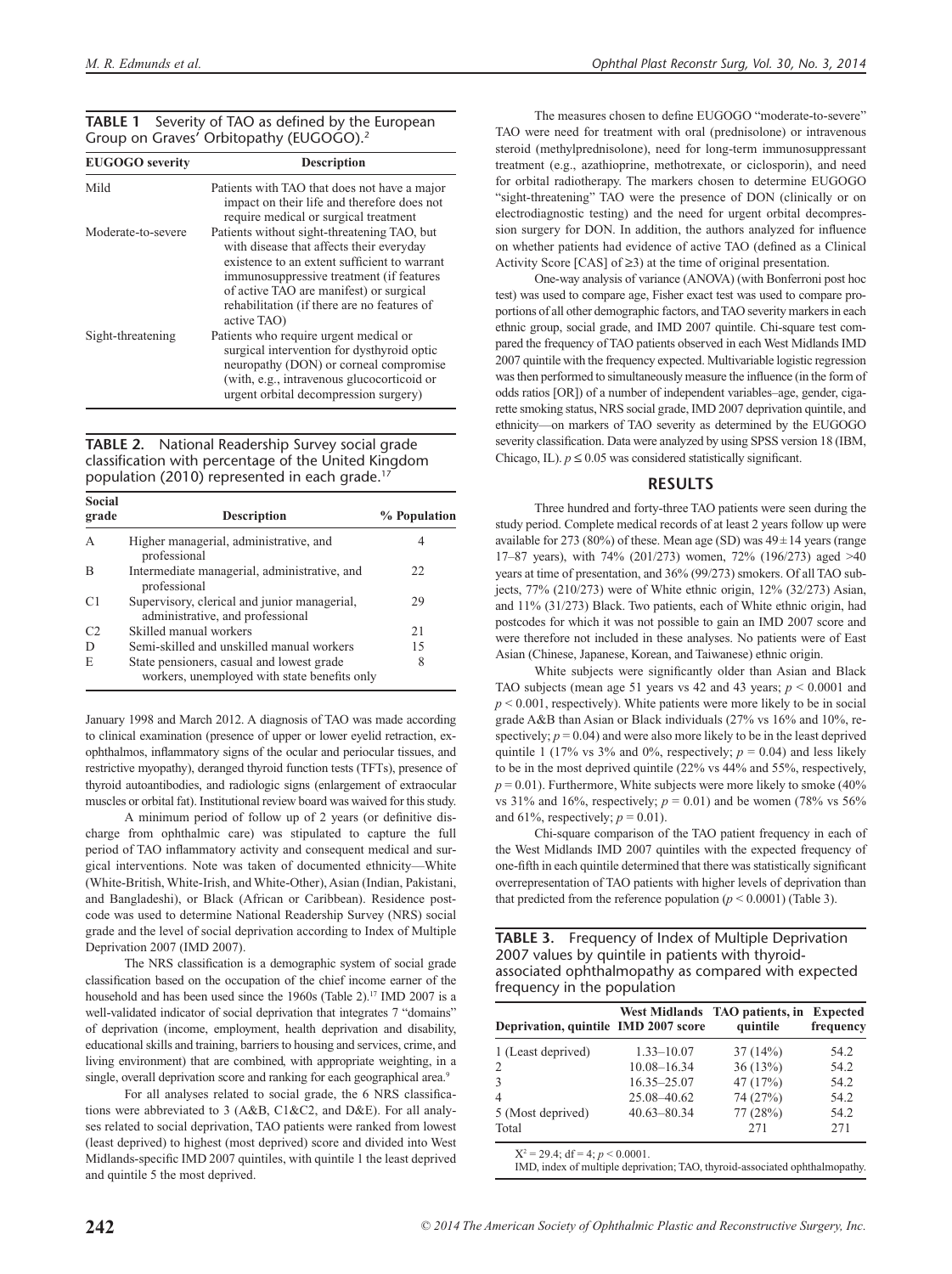**TABLE 1** Severity of TAO as defined by the European Group on Graves' Orbitopathy (EUGOGO).[2]

| EUGOGO severity | Description |
|---|---|
| Mild | Patients with TAO that does not have a major impact on their life and therefore does not require medical or surgical treatment |
| Moderate-to-severe | Patients without sight-threatening TAO, but with disease that affects their everyday existence to an extent sufficient to warrant immunosuppressive treatment (if features of active TAO are manifest) or surgical rehabilitation (if there are no features of active TAO) |
| Sight-threatening | Patients who require urgent medical or surgical intervention for dysthyroid optic neuropathy (DON) or corneal compromise (with, e.g., intravenous glucocorticoid or urgent orbital decompression surgery) |

**TABLE 2.** National Readership Survey social grade classification with percentage of the United Kingdom population (2010) represented in each grade.[17]

| Social grade | Description | % Population |
|---|---|---|
| A | Higher managerial, administrative, and professional | 4 |
| B | Intermediate managerial, administrative, and professional | 22 |
| C1 | Supervisory, clerical and junior managerial, administrative, and professional | 29 |
| C2 | Skilled manual workers | 21 |
| D | Semi-skilled and unskilled manual workers | 15 |
| E | State pensioners, casual and lowest grade workers, unemployed with state benefits only | 8 |

January 1998 and March 2012. A diagnosis of TAO was made according to clinical examination (presence of upper or lower eyelid retraction, exophthalmos, inflammatory signs of the ocular and periocular tissues, and restrictive myopathy), deranged thyroid function tests (TFTs), presence of thyroid autoantibodies, and radiologic signs (enlargement of extraocular muscles or orbital fat). Institutional review board was waived for this study.

A minimum period of follow up of 2 years (or definitive discharge from ophthalmic care) was stipulated to capture the full period of TAO inflammatory activity and consequent medical and surgical interventions. Note was taken of documented ethnicity—White (White-British, White-Irish, and White-Other), Asian (Indian, Pakistani, and Bangladeshi), or Black (African or Caribbean). Residence postcode was used to determine National Readership Survey (NRS) social grade and the level of social deprivation according to Index of Multiple Deprivation 2007 (IMD 2007).

The NRS classification is a demographic system of social grade classification based on the occupation of the chief income earner of the household and has been used since the 1960s (Table 2).[17] IMD 2007 is a well-validated indicator of social deprivation that integrates 7 "domains" of deprivation (income, employment, health deprivation and disability, educational skills and training, barriers to housing and services, crime, and living environment) that are combined, with appropriate weighting, in a single, overall deprivation score and ranking for each geographical area.[9]

For all analyses related to social grade, the 6 NRS classifications were abbreviated to 3 (A&B, C1&C2, and D&E). For all analyses related to social deprivation, TAO patients were ranked from lowest (least deprived) to highest (most deprived) score and divided into West Midlands-specific IMD 2007 quintiles, with quintile 1 the least deprived and quintile 5 the most deprived.

The measures chosen to define EUGOGO "moderate-to-severe" TAO were need for treatment with oral (prednisolone) or intravenous steroid (methylprednisolone), need for long-term immunosuppressant treatment (e.g., azathioprine, methotrexate, or ciclosporin), and need for orbital radiotherapy. The markers chosen to determine EUGOGO "sight-threatening" TAO were the presence of DON (clinically or on electrodiagnostic testing) and the need for urgent orbital decompression surgery for DON. In addition, the authors analyzed for influence on whether patients had evidence of active TAO (defined as a Clinical Activity Score [CAS] of ≥3) at the time of original presentation.

One-way analysis of variance (ANOVA) (with Bonferroni post hoc test) was used to compare age, Fisher exact test was used to compare proportions of all other demographic factors, and TAO severity markers in each ethnic group, social grade, and IMD 2007 quintile. Chi-square test compared the frequency of TAO patients observed in each West Midlands IMD 2007 quintile with the frequency expected. Multivariable logistic regression was then performed to simultaneously measure the influence (in the form of odds ratios [OR]) of a number of independent variables–age, gender, cigarette smoking status, NRS social grade, IMD 2007 deprivation quintile, and ethnicity—on markers of TAO severity as determined by the EUGOGO severity classification. Data were analyzed by using SPSS version 18 (IBM, Chicago, IL). $p \leq 0.05$ was considered statistically significant.

## RESULTS

Three hundred and forty-three TAO patients were seen during the study period. Complete medical records of at least 2 years follow up were available for 273 (80%) of these. Mean age (SD) was 49 ± 14 years (range 17–87 years), with 74% (201/273) women, 72% (196/273) aged >40 years at time of presentation, and 36% (99/273) smokers. Of all TAO subjects, 77% (210/273) were of White ethnic origin, 12% (32/273) Asian, and 11% (31/273) Black. Two patients, each of White ethnic origin, had postcodes for which it was not possible to gain an IMD 2007 score and were therefore not included in these analyses. No patients were of East Asian (Chinese, Japanese, Korean, and Taiwanese) ethnic origin.

White subjects were significantly older than Asian and Black TAO subjects (mean age 51 years vs 42 and 43 years; $p < 0.0001$ and $p < 0.001$, respectively). White patients were more likely to be in social grade A&B than Asian or Black individuals (27% vs 16% and 10%, respectively; $p = 0.04$) and were also more likely to be in the least deprived quintile 1 (17% vs 3% and 0%, respectively; $p = 0.04$) and less likely to be in the most deprived quintile (22% vs 44% and 55%, respectively, $p = 0.01$). Furthermore, White subjects were more likely to smoke (40% vs 31% and 16%, respectively; $p = 0.01$) and be women (78% vs 56% and 61%, respectively; $p = 0.01$).

Chi-square comparison of the TAO patient frequency in each of the West Midlands IMD 2007 quintiles with the expected frequency of one-fifth in each quintile determined that there was statistically significant overrepresentation of TAO patients with higher levels of deprivation than that predicted from the reference population ($p < 0.0001$) (Table 3).

**TABLE 3.** Frequency of Index of Multiple Deprivation 2007 values by quintile in patients with thyroid-associated ophthalmopathy as compared with expected frequency in the population

| Deprivation, quintile | West Midlands IMD 2007 score | TAO patients, in quintile | Expected frequency |
|---|---|---|---|
| 1 (Least deprived) | 1.33–10.07 | 37 (14%) | 54.2 |
| 2 | 10.08–16.34 | 36 (13%) | 54.2 |
| 3 | 16.35–25.07 | 47 (17%) | 54.2 |
| 4 | 25.08–40.62 | 74 (27%) | 54.2 |
| 5 (Most deprived) | 40.63–80.34 | 77 (28%) | 54.2 |
| Total | | 271 | 271 |

$X^2 = 29.4$; df = 4; $p < 0.0001$.

IMD, index of multiple deprivation; TAO, thyroid-associated ophthalmopathy.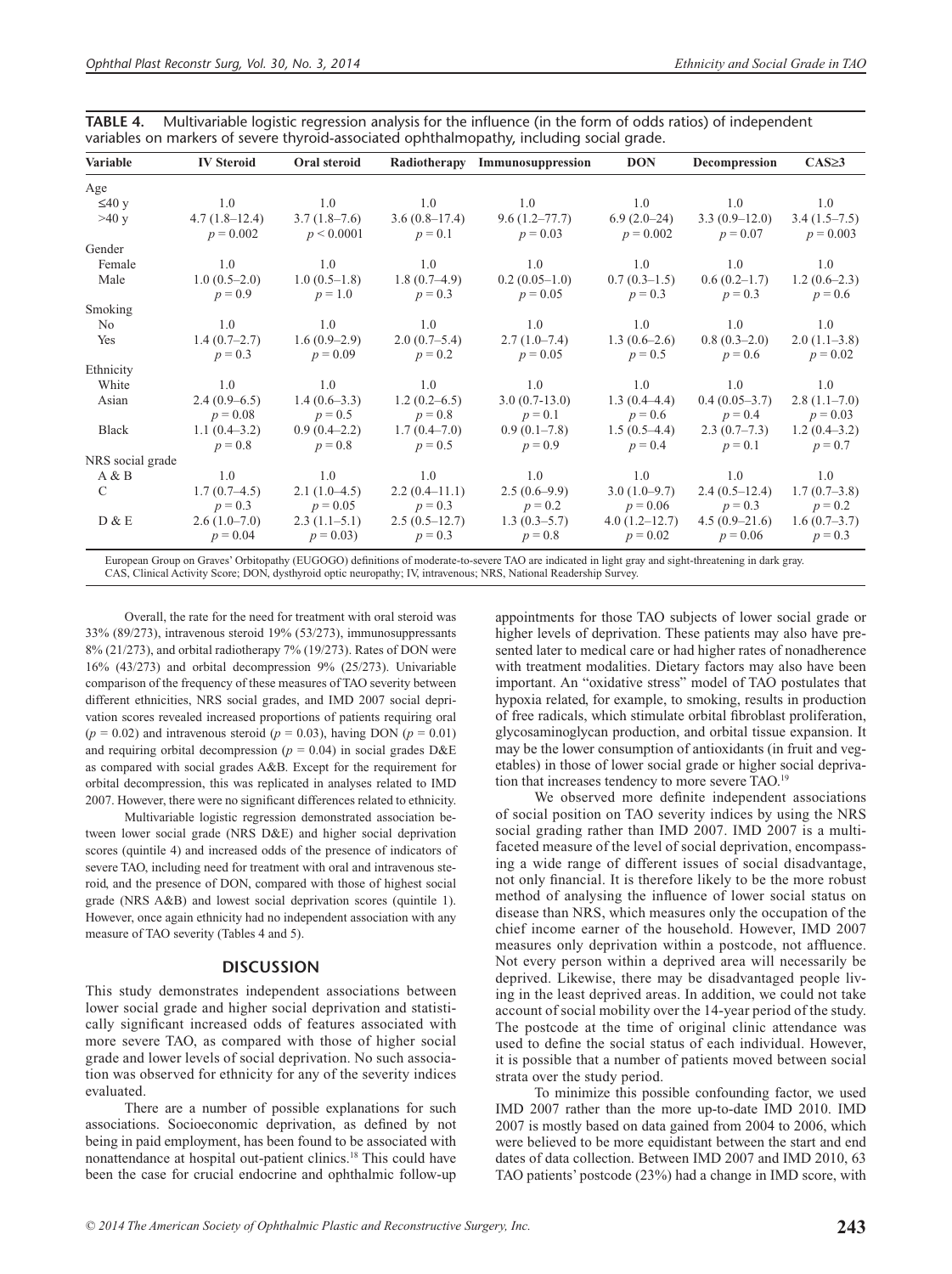**TABLE 4.** Multivariable logistic regression analysis for the influence (in the form of odds ratios) of independent variables on markers of severe thyroid-associated ophthalmopathy, including social grade.

| Variable | IV Steroid | Oral steroid | Radiotherapy | Immunosuppression | DON | Decompression | CAS≥3 |
|---|---|---|---|---|---|---|---|
| Age | | | | | | | |
| ≤40 y | 1.0 | 1.0 | 1.0 | 1.0 | 1.0 | 1.0 | 1.0 |
| >40 y | 4.7 (1.8–12.4) $p = 0.002$ | 3.7 (1.8–7.6) $p < 0.0001$ | 3.6 (0.8–17.4) $p = 0.1$ | 9.6 (1.2–77.7) $p = 0.03$ | 6.9 (2.0–24) $p = 0.002$ | 3.3 (0.9–12.0) $p = 0.07$ | 3.4 (1.5–7.5) $p = 0.003$ |
| Gender | | | | | | | |
| Female | 1.0 | 1.0 | 1.0 | 1.0 | 1.0 | 1.0 | 1.0 |
| Male | 1.0 (0.5–2.0) $p = 0.9$ | 1.0 (0.5–1.8) $p = 1.0$ | 1.8 (0.7–4.9) $p = 0.3$ | 0.2 (0.05–1.0) $p = 0.05$ | 0.7 (0.3–1.5) $p = 0.3$ | 0.6 (0.2–1.7) $p = 0.3$ | 1.2 (0.6–2.3) $p = 0.6$ |
| Smoking | | | | | | | |
| No | 1.0 | 1.0 | 1.0 | 1.0 | 1.0 | 1.0 | 1.0 |
| Yes | 1.4 (0.7–2.7) $p = 0.3$ | 1.6 (0.9–2.9) $p = 0.09$ | 2.0 (0.7–5.4) $p = 0.2$ | 2.7 (1.0–7.4) $p = 0.05$ | 1.3 (0.6–2.6) $p = 0.5$ | 0.8 (0.3–2.0) $p = 0.6$ | 2.0 (1.1–3.8) $p = 0.02$ |
| Ethnicity | | | | | | | |
| White | 1.0 | 1.0 | 1.0 | 1.0 | 1.0 | 1.0 | 1.0 |
| Asian | 2.4 (0.9–6.5) $p = 0.08$ | 1.4 (0.6–3.3) $p = 0.5$ | 1.2 (0.2–6.5) $p = 0.8$ | 3.0 (0.7–13.0) $p = 0.1$ | 1.3 (0.4–4.4) $p = 0.6$ | 0.4 (0.05–3.7) $p = 0.4$ | 2.8 (1.1–7.0) $p = 0.03$ |
| Black | 1.1 (0.4–3.2) $p = 0.8$ | 0.9 (0.4–2.2) $p = 0.8$ | 1.7 (0.4–7.0) $p = 0.5$ | 0.9 (0.1–7.8) $p = 0.9$ | 1.5 (0.5–4.4) $p = 0.4$ | 2.3 (0.7–7.3) $p = 0.1$ | 1.2 (0.4–3.2) $p = 0.7$ |
| NRS social grade | | | | | | | |
| A & B | 1.0 | 1.0 | 1.0 | 1.0 | 1.0 | 1.0 | 1.0 |
| C | 1.7 (0.7–4.5) $p = 0.3$ | 2.1 (1.0–4.5) $p = 0.05$ | 2.2 (0.4–11.1) $p = 0.3$ | 2.5 (0.6–9.9) $p = 0.2$ | 3.0 (1.0–9.7) $p = 0.06$ | 2.4 (0.5–12.4) $p = 0.3$ | 1.7 (0.7–3.8) $p = 0.2$ |
| D & E | 2.6 (1.0–7.0) $p = 0.04$ | 2.3 (1.1–5.1) $p = 0.03)$ | 2.5 (0.5–12.7) $p = 0.3$ | 1.3 (0.3–5.7) $p = 0.8$ | 4.0 (1.2–12.7) $p = 0.02$ | 4.5 (0.9–21.6) $p = 0.06$ | 1.6 (0.7–3.7) $p = 0.3$ |

European Group on Graves' Orbitopathy (EUGOGO) definitions of moderate-to-severe TAO are indicated in light gray and sight-threatening in dark gray.
CAS, Clinical Activity Score; DON, dysthyroid optic neuropathy; IV, intravenous; NRS, National Readership Survey.

Overall, the rate for the need for treatment with oral steroid was 33% (89/273), intravenous steroid 19% (53/273), immunosuppressants 8% (21/273), and orbital radiotherapy 7% (19/273). Rates of DON were 16% (43/273) and orbital decompression 9% (25/273). Univariable comparison of the frequency of these measures of TAO severity between different ethnicities, NRS social grades, and IMD 2007 social deprivation scores revealed increased proportions of patients requiring oral ($p = 0.02$) and intravenous steroid ($p = 0.03$), having DON ($p = 0.01$) and requiring orbital decompression ($p = 0.04$) in social grades D&E as compared with social grades A&B. Except for the requirement for orbital decompression, this was replicated in analyses related to IMD 2007. However, there were no significant differences related to ethnicity.

Multivariable logistic regression demonstrated association between lower social grade (NRS D&E) and higher social deprivation scores (quintile 4) and increased odds of the presence of indicators of severe TAO, including need for treatment with oral and intravenous steroid, and the presence of DON, compared with those of highest social grade (NRS A&B) and lowest social deprivation scores (quintile 1). However, once again ethnicity had no independent association with any measure of TAO severity (Tables 4 and 5).

## DISCUSSION

This study demonstrates independent associations between lower social grade and higher social deprivation and statistically significant increased odds of features associated with more severe TAO, as compared with those of higher social grade and lower levels of social deprivation. No such association was observed for ethnicity for any of the severity indices evaluated.

There are a number of possible explanations for such associations. Socioeconomic deprivation, as defined by not being in paid employment, has been found to be associated with nonattendance at hospital out-patient clinics.[18] This could have been the case for crucial endocrine and ophthalmic follow-up appointments for those TAO subjects of lower social grade or higher levels of deprivation. These patients may also have presented later to medical care or had higher rates of nonadherence with treatment modalities. Dietary factors may also have been important. An "oxidative stress" model of TAO postulates that hypoxia related, for example, to smoking, results in production of free radicals, which stimulate orbital fibroblast proliferation, glycosaminoglycan production, and orbital tissue expansion. It may be the lower consumption of antioxidants (in fruit and vegetables) in those of lower social grade or higher social deprivation that increases tendency to more severe TAO.[19]

We observed more definite independent associations of social position on TAO severity indices by using the NRS social grading rather than IMD 2007. IMD 2007 is a multifaceted measure of the level of social deprivation, encompassing a wide range of different issues of social disadvantage, not only financial. It is therefore likely to be the more robust method of analysing the influence of lower social status on disease than NRS, which measures only the occupation of the chief income earner of the household. However, IMD 2007 measures only deprivation within a postcode, not affluence. Not every person within a deprived area will necessarily be deprived. Likewise, there may be disadvantaged people living in the least deprived areas. In addition, we could not take account of social mobility over the 14-year period of the study. The postcode at the time of original clinic attendance was used to define the social status of each individual. However, it is possible that a number of patients moved between social strata over the study period.

To minimize this possible confounding factor, we used IMD 2007 rather than the more up-to-date IMD 2010. IMD 2007 is mostly based on data gained from 2004 to 2006, which were believed to be more equidistant between the start and end dates of data collection. Between IMD 2007 and IMD 2010, 63 TAO patients' postcode (23%) had a change in IMD score, with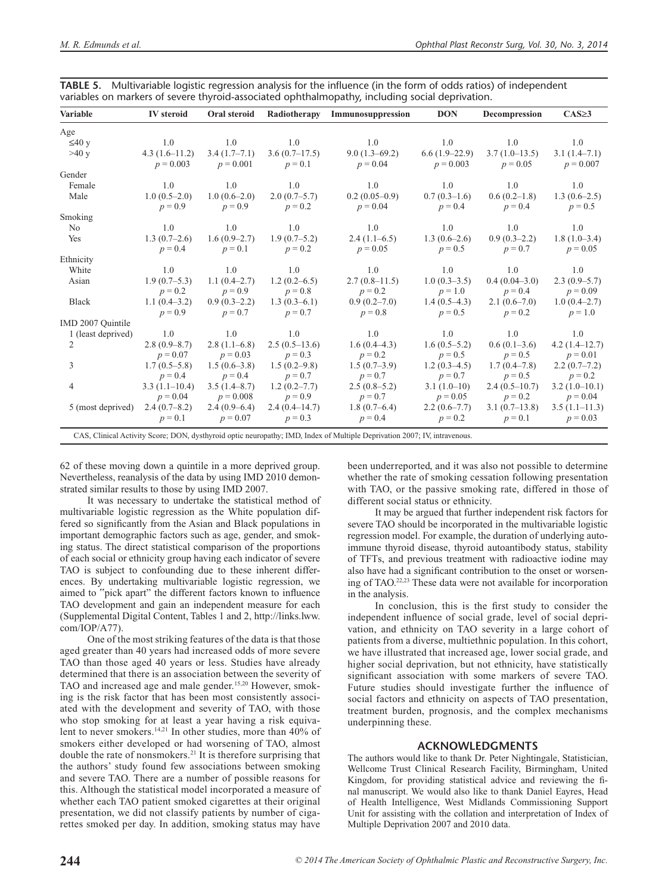**TABLE 5.** Multivariable logistic regression analysis for the influence (in the form of odds ratios) of independent variables on markers of severe thyroid-associated ophthalmopathy, including social deprivation.

| Variable | IV steroid | Oral steroid | Radiotherapy | Immunosuppression | DON | Decompression | CAS≥3 |
|---|---|---|---|---|---|---|---|
| Age | | | | | | | |
| ≤40 y | 1.0 | 1.0 | 1.0 | 1.0 | 1.0 | 1.0 | 1.0 |
| >40 y | 4.3 (1.6–11.2) $p = 0.003$ | 3.4 (1.7–7.1) $p = 0.001$ | 3.6 (0.7–17.5) $p = 0.1$ | 9.0 (1.3–69.2) $p = 0.04$ | 6.6 (1.9–22.9) $p = 0.003$ | 3.7 (1.0–13.5) $p = 0.05$ | 3.1 (1.4–7.1) $p = 0.007$ |
| Gender | | | | | | | |
| Female | 1.0 | 1.0 | 1.0 | 1.0 | 1.0 | 1.0 | 1.0 |
| Male | 1.0 (0.5–2.0) $p = 0.9$ | 1.0 (0.6–2.0) $p = 0.9$ | 2.0 (0.7–5.7) $p = 0.2$ | 0.2 (0.05–0.9) $p = 0.04$ | 0.7 (0.3–1.6) $p = 0.4$ | 0.6 (0.2–1.8) $p = 0.4$ | 1.3 (0.6–2.5) $p = 0.5$ |
| Smoking | | | | | | | |
| No | 1.0 | 1.0 | 1.0 | 1.0 | 1.0 | 1.0 | 1.0 |
| Yes | 1.3 (0.7–2.6) $p = 0.4$ | 1.6 (0.9–2.7) $p = 0.1$ | 1.9 (0.7–5.2) $p = 0.2$ | 2.4 (1.1–6.5) $p = 0.05$ | 1.3 (0.6–2.6) $p = 0.5$ | 0.9 (0.3–2.2) $p = 0.7$ | 1.8 (1.0–3.4) $p = 0.05$ |
| Ethnicity | | | | | | | |
| White | 1.0 | 1.0 | 1.0 | 1.0 | 1.0 | 1.0 | 1.0 |
| Asian | 1.9 (0.7–5.3) $p = 0.2$ | 1.1 (0.4–2.7) $p = 0.9$ | 1.2 (0.2–6.5) $p = 0.8$ | 2.7 (0.8–11.5) $p = 0.2$ | 1.0 (0.3–3.5) $p = 1.0$ | 0.4 (0.04–3.0) $p = 0.4$ | 2.3 (0.9–5.7) $p = 0.09$ |
| Black | 1.1 (0.4–3.2) $p = 0.9$ | 0.9 (0.3–2.2) $p = 0.7$ | 1.3 (0.3–6.1) $p = 0.7$ | 0.9 (0.2–7.0) $p = 0.8$ | 1.4 (0.5–4.3) $p = 0.5$ | 2.1 (0.6–7.0) $p = 0.2$ | 1.0 (0.4–2.7) $p = 1.0$ |
| IMD 2007 Quintile | | | | | | | |
| 1 (least deprived) | 1.0 | 1.0 | 1.0 | 1.0 | 1.0 | 1.0 | 1.0 |
| 2 | 2.8 (0.9–8.7) $p = 0.07$ | 2.8 (1.1–6.8) $p = 0.03$ | 2.5 (0.5–13.6) $p = 0.3$ | 1.6 (0.4–4.3) $p = 0.2$ | 1.6 (0.5–5.2) $p = 0.5$ | 0.6 (0.1–3.6) $p = 0.5$ | 4.2 (1.4–12.7) $p = 0.01$ |
| 3 | 1.7 (0.5–5.8) $p = 0.4$ | 1.5 (0.6–3.8) $p = 0.4$ | 1.5 (0.2–9.8) $p = 0.7$ | 1.5 (0.7–3.9) $p = 0.7$ | 1.2 (0.3–4.5) $p = 0.7$ | 1.7 (0.4–7.8) $p = 0.5$ | 2.2 (0.7–7.2) $p = 0.2$ |
| 4 | 3.3 (1.1–10.4) $p = 0.04$ | 3.5 (1.4–8.7) $p = 0.008$ | 1.2 (0.2–7.7) $p = 0.9$ | 2.5 (0.8–5.2) $p = 0.7$ | 3.1 (1.0–10) $p = 0.05$ | 2.4 (0.5–10.7) $p = 0.2$ | 3.2 (1.0–10.1) $p = 0.04$ |
| 5 (most deprived) | 2.4 (0.7–8.2) $p = 0.1$ | 2.4 (0.9–6.4) $p = 0.07$ | 2.4 (0.4–14.7) $p = 0.3$ | 1.8 (0.7–6.4) $p = 0.4$ | 2.2 (0.6–7.7) $p = 0.2$ | 3.1 (0.7–13.8) $p = 0.1$ | 3.5 (1.1–11.3) $p = 0.03$ |

CAS, Clinical Activity Score; DON, dysthyroid optic neuropathy; IMD, Index of Multiple Deprivation 2007; IV, intravenous.

62 of these moving down a quintile in a more deprived group. Nevertheless, reanalysis of the data by using IMD 2010 demonstrated similar results to those by using IMD 2007.

It was necessary to undertake the statistical method of multivariable logistic regression as the White population differed so significantly from the Asian and Black populations in important demographic factors such as age, gender, and smoking status. The direct statistical comparison of the proportions of each social or ethnicity group having each indicator of severe TAO is subject to confounding due to these inherent differences. By undertaking multivariable logistic regression, we aimed to "pick apart" the different factors known to influence TAO development and gain an independent measure for each (Supplemental Digital Content, Tables 1 and 2, http://links.lww.com/IOP/A77).

One of the most striking features of the data is that those aged greater than 40 years had increased odds of more severe TAO than those aged 40 years or less. Studies have already determined that there is an association between the severity of TAO and increased age and male gender.[15,20] However, smoking is the risk factor that has been most consistently associated with the development and severity of TAO, with those who stop smoking for at least a year having a risk equivalent to never smokers.[14,21] In other studies, more than 40% of smokers either developed or had worsening of TAO, almost double the rate of nonsmokers.[21] It is therefore surprising that the authors' study found few associations between smoking and severe TAO. There are a number of possible reasons for this. Although the statistical model incorporated a measure of whether each TAO patient smoked cigarettes at their original presentation, we did not classify patients by number of cigarettes smoked per day. In addition, smoking status may have been underreported, and it was also not possible to determine whether the rate of smoking cessation following presentation with TAO, or the passive smoking rate, differed in those of different social status or ethnicity.

It may be argued that further independent risk factors for severe TAO should be incorporated in the multivariable logistic regression model. For example, the duration of underlying autoimmune thyroid disease, thyroid autoantibody status, stability of TFTs, and previous treatment with radioactive iodine may also have had a significant contribution to the onset or worsening of TAO.[22,23] These data were not available for incorporation in the analysis.

In conclusion, this is the first study to consider the independent influence of social grade, level of social deprivation, and ethnicity on TAO severity in a large cohort of patients from a diverse, multiethnic population. In this cohort, we have illustrated that increased age, lower social grade, and higher social deprivation, but not ethnicity, have statistically significant association with some markers of severe TAO. Future studies should investigate further the influence of social factors and ethnicity on aspects of TAO presentation, treatment burden, prognosis, and the complex mechanisms underpinning these.

## ACKNOWLEDGMENTS

The authors would like to thank Dr. Peter Nightingale, Statistician, Wellcome Trust Clinical Research Facility, Birmingham, United Kingdom, for providing statistical advice and reviewing the final manuscript. We would also like to thank Daniel Eayres, Head of Health Intelligence, West Midlands Commissioning Support Unit for assisting with the collation and interpretation of Index of Multiple Deprivation 2007 and 2010 data.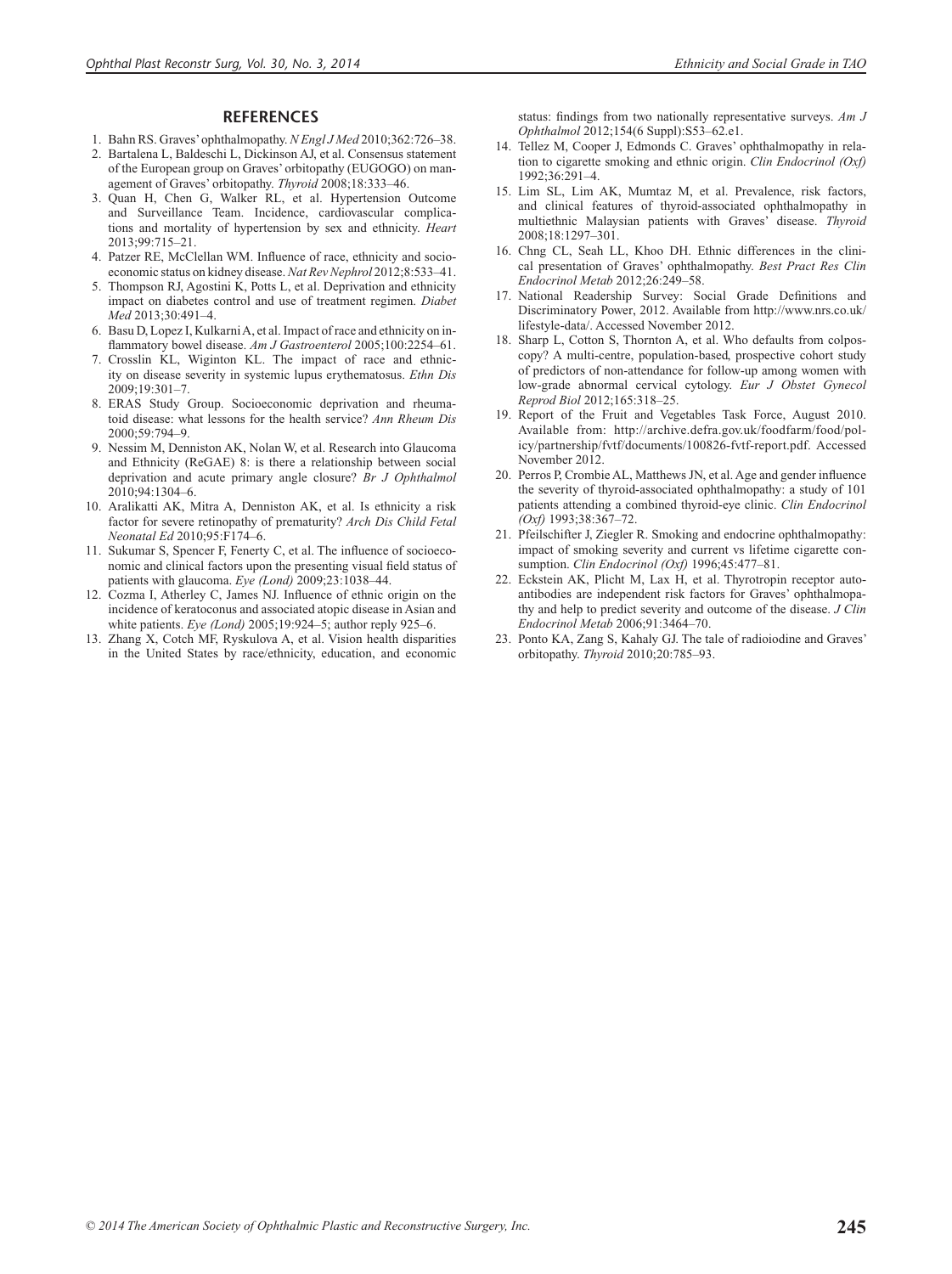## REFERENCES

1. Bahn RS. Graves' ophthalmopathy. *N Engl J Med* 2010;362:726–38.
2. Bartalena L, Baldeschi L, Dickinson AJ, et al. Consensus statement of the European group on Graves' orbitopathy (EUGOGO) on management of Graves' orbitopathy. *Thyroid* 2008;18:333–46.
3. Quan H, Chen G, Walker RL, et al. Hypertension Outcome and Surveillance Team. Incidence, cardiovascular complications and mortality of hypertension by sex and ethnicity. *Heart* 2013;99:715–21.
4. Patzer RE, McClellan WM. Influence of race, ethnicity and socioeconomic status on kidney disease. *Nat Rev Nephrol* 2012;8:533–41.
5. Thompson RJ, Agostini K, Potts L, et al. Deprivation and ethnicity impact on diabetes control and use of treatment regimen. *Diabet Med* 2013;30:491–4.
6. Basu D, Lopez I, Kulkarni A, et al. Impact of race and ethnicity on inflammatory bowel disease. *Am J Gastroenterol* 2005;100:2254–61.
7. Crosslin KL, Wiginton KL. The impact of race and ethnicity on disease severity in systemic lupus erythematosus. *Ethn Dis* 2009;19:301–7.
8. ERAS Study Group. Socioeconomic deprivation and rheumatoid disease: what lessons for the health service? *Ann Rheum Dis* 2000;59:794–9.
9. Nessim M, Denniston AK, Nolan W, et al. Research into Glaucoma and Ethnicity (ReGAE) 8: is there a relationship between social deprivation and acute primary angle closure? *Br J Ophthalmol* 2010;94:1304–6.
10. Aralikatti AK, Mitra A, Denniston AK, et al. Is ethnicity a risk factor for severe retinopathy of prematurity? *Arch Dis Child Fetal Neonatal Ed* 2010;95:F174–6.
11. Sukumar S, Spencer F, Fenerty C, et al. The influence of socioeconomic and clinical factors upon the presenting visual field status of patients with glaucoma. *Eye (Lond)* 2009;23:1038–44.
12. Cozma I, Atherley C, James NJ. Influence of ethnic origin on the incidence of keratoconus and associated atopic disease in Asian and white patients. *Eye (Lond)* 2005;19:924–5; author reply 925–6.
13. Zhang X, Cotch MF, Ryskulova A, et al. Vision health disparities in the United States by race/ethnicity, education, and economic status: findings from two nationally representative surveys. *Am J Ophthalmol* 2012;154(6 Suppl):S53–62.e1.
14. Tellez M, Cooper J, Edmonds C. Graves' ophthalmopathy in relation to cigarette smoking and ethnic origin. *Clin Endocrinol (Oxf)* 1992;36:291–4.
15. Lim SL, Lim AK, Mumtaz M, et al. Prevalence, risk factors, and clinical features of thyroid-associated ophthalmopathy in multiethnic Malaysian patients with Graves' disease. *Thyroid* 2008;18:1297–301.
16. Chng CL, Seah LL, Khoo DH. Ethnic differences in the clinical presentation of Graves' ophthalmopathy. *Best Pract Res Clin Endocrinol Metab* 2012;26:249–58.
17. National Readership Survey: Social Grade Definitions and Discriminatory Power, 2012. Available from http://www.nrs.co.uk/lifestyle-data/. Accessed November 2012.
18. Sharp L, Cotton S, Thornton A, et al. Who defaults from colposcopy? A multi-centre, population-based, prospective cohort study of predictors of non-attendance for follow-up among women with low-grade abnormal cervical cytology. *Eur J Obstet Gynecol Reprod Biol* 2012;165:318–25.
19. Report of the Fruit and Vegetables Task Force, August 2010. Available from: http://archive.defra.gov.uk/foodfarm/food/policy/partnership/fvtf/documents/100826-fvtf-report.pdf. Accessed November 2012.
20. Perros P, Crombie AL, Matthews JN, et al. Age and gender influence the severity of thyroid-associated ophthalmopathy: a study of 101 patients attending a combined thyroid-eye clinic. *Clin Endocrinol (Oxf)* 1993;38:367–72.
21. Pfeilschifter J, Ziegler R. Smoking and endocrine ophthalmopathy: impact of smoking severity and current vs lifetime cigarette consumption. *Clin Endocrinol (Oxf)* 1996;45:477–81.
22. Eckstein AK, Plicht M, Lax H, et al. Thyrotropin receptor autoantibodies are independent risk factors for Graves' ophthalmopathy and help to predict severity and outcome of the disease. *J Clin Endocrinol Metab* 2006;91:3464–70.
23. Ponto KA, Zang S, Kahaly GJ. The tale of radioiodine and Graves' orbitopathy. *Thyroid* 2010;20:785–93.